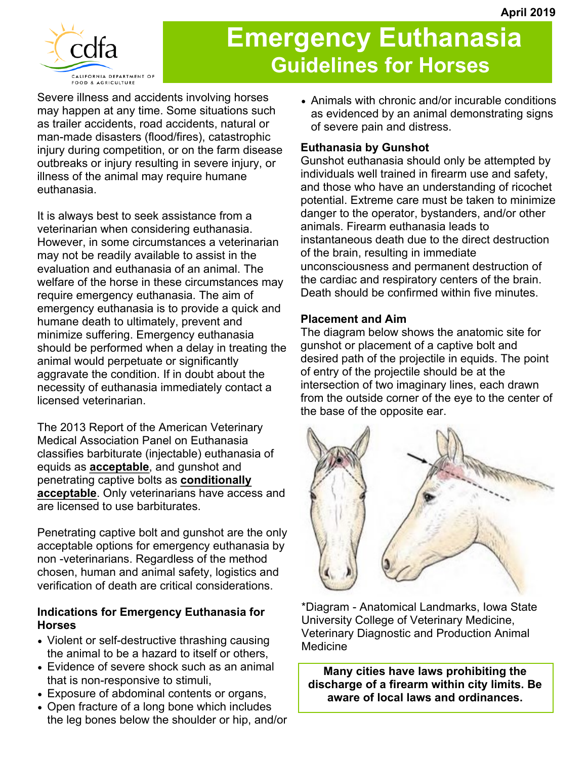April 2019

# Emergency Euthanasia
## Guidelines for Horses

Severe illness and accidents involving horses may happen at any time. Some situations such as trailer accidents, road accidents, natural or man-made disasters (flood/fires), catastrophic injury during competition, or on the farm disease outbreaks or injury resulting in severe injury, or illness of the animal may require humane euthanasia.

It is always best to seek assistance from a veterinarian when considering euthanasia. However, in some circumstances a veterinarian may not be readily available to assist in the evaluation and euthanasia of an animal. The welfare of the horse in these circumstances may require emergency euthanasia. The aim of emergency euthanasia is to provide a quick and humane death to ultimately, prevent and minimize suffering. Emergency euthanasia should be performed when a delay in treating the animal would perpetuate or significantly aggravate the condition. If in doubt about the necessity of euthanasia immediately contact a licensed veterinarian.

The 2013 Report of the American Veterinary Medical Association Panel on Euthanasia classifies barbiturate (injectable) euthanasia of equids as **acceptable**, and gunshot and penetrating captive bolts as **conditionally acceptable**. Only veterinarians have access and are licensed to use barbiturates.

Penetrating captive bolt and gunshot are the only acceptable options for emergency euthanasia by non -veterinarians. Regardless of the method chosen, human and animal safety, logistics and verification of death are critical considerations.

### Indications for Emergency Euthanasia for Horses

- Violent or self-destructive thrashing causing the animal to be a hazard to itself or others,
- Evidence of severe shock such as an animal that is non-responsive to stimuli,
- Exposure of abdominal contents or organs,
- Open fracture of a long bone which includes the leg bones below the shoulder or hip, and/or
- Animals with chronic and/or incurable conditions as evidenced by an animal demonstrating signs of severe pain and distress.

### Euthanasia by Gunshot

Gunshot euthanasia should only be attempted by individuals well trained in firearm use and safety, and those who have an understanding of ricochet potential. Extreme care must be taken to minimize danger to the operator, bystanders, and/or other animals. Firearm euthanasia leads to instantaneous death due to the direct destruction of the brain, resulting in immediate unconsciousness and permanent destruction of the cardiac and respiratory centers of the brain. Death should be confirmed within five minutes.

### Placement and Aim

The diagram below shows the anatomic site for gunshot or placement of a captive bolt and desired path of the projectile in equids. The point of entry of the projectile should be at the intersection of two imaginary lines, each drawn from the outside corner of the eye to the center of the base of the opposite ear.

*Diagram - Anatomical Landmarks, Iowa State University College of Veterinary Medicine, Veterinary Diagnostic and Production Animal Medicine

**Many cities have laws prohibiting the discharge of a firearm within city limits. Be aware of local laws and ordinances.**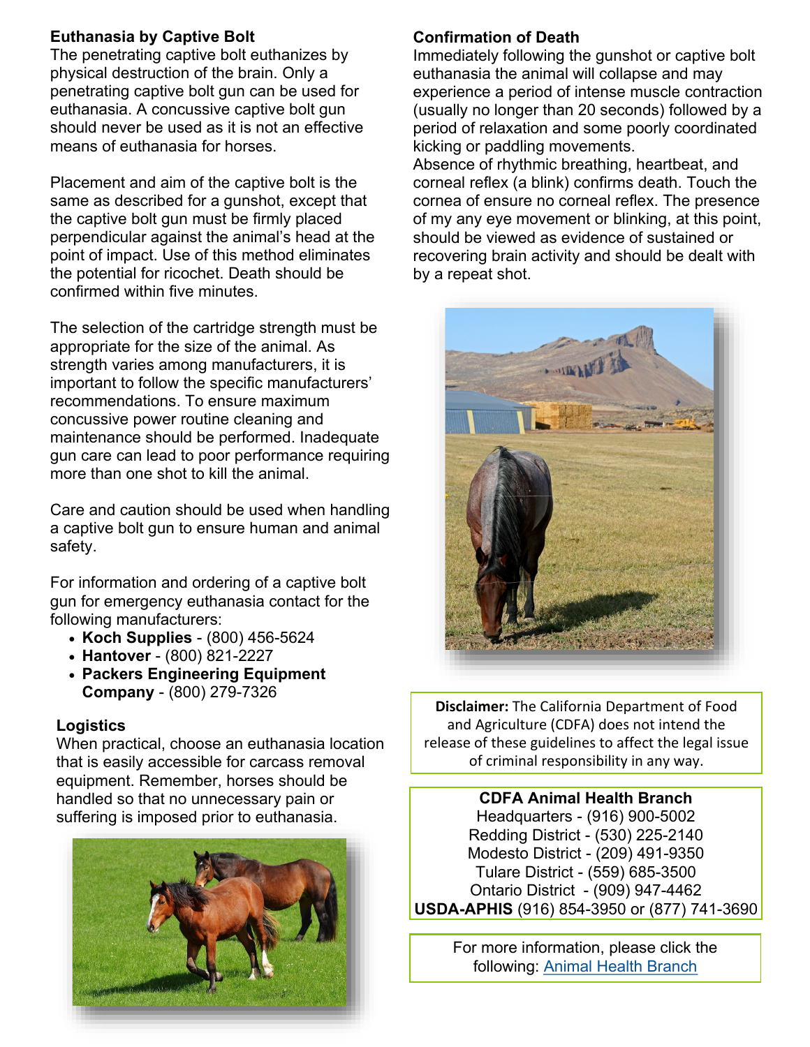## Euthanasia by Captive Bolt

The penetrating captive bolt euthanizes by physical destruction of the brain. Only a penetrating captive bolt gun can be used for euthanasia. A concussive captive bolt gun should never be used as it is not an effective means of euthanasia for horses.

Placement and aim of the captive bolt is the same as described for a gunshot, except that the captive bolt gun must be firmly placed perpendicular against the animal's head at the point of impact. Use of this method eliminates the potential for ricochet. Death should be confirmed within five minutes.

The selection of the cartridge strength must be appropriate for the size of the animal. As strength varies among manufacturers, it is important to follow the specific manufacturers' recommendations. To ensure maximum concussive power routine cleaning and maintenance should be performed. Inadequate gun care can lead to poor performance requiring more than one shot to kill the animal.

Care and caution should be used when handling a captive bolt gun to ensure human and animal safety.

For information and ordering of a captive bolt gun for emergency euthanasia contact for the following manufacturers:

- **Koch Supplies** - (800) 456-5624
- **Hantover** - (800) 821-2227
- **Packers Engineering Equipment Company** - (800) 279-7326

## Logistics

When practical, choose an euthanasia location that is easily accessible for carcass removal equipment. Remember, horses should be handled so that no unnecessary pain or suffering is imposed prior to euthanasia.

## Confirmation of Death

Immediately following the gunshot or captive bolt euthanasia the animal will collapse and may experience a period of intense muscle contraction (usually no longer than 20 seconds) followed by a period of relaxation and some poorly coordinated kicking or paddling movements.

Absence of rhythmic breathing, heartbeat, and corneal reflex (a blink) confirms death. Touch the cornea of ensure no corneal reflex. The presence of my any eye movement or blinking, at this point, should be viewed as evidence of sustained or recovering brain activity and should be dealt with by a repeat shot.

**Disclaimer:** The California Department of Food and Agriculture (CDFA) does not intend the release of these guidelines to affect the legal issue of criminal responsibility in any way.

**CDFA Animal Health Branch**

Headquarters - (916) 900-5002
Redding District - (530) 225-2140
Modesto District - (209) 491-9350
Tulare District - (559) 685-3500
Ontario District - (909) 947-4462
**USDA-APHIS** (916) 854-3950 or (877) 741-3690

For more information, please click the following: Animal Health Branch